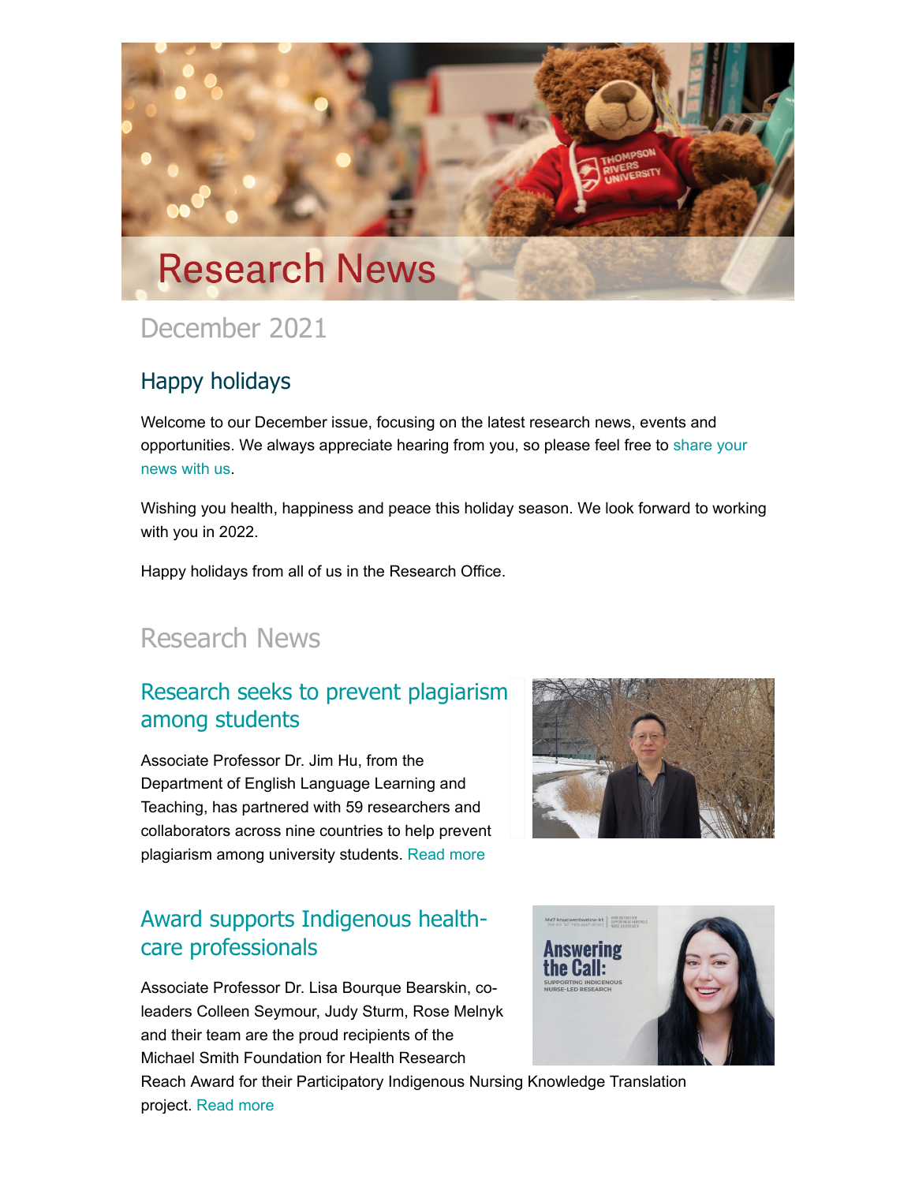# Research News

## December 2021

### Happy holidays

Welcome to our December issue, focusing on the latest research news, events and opportunities. We always appreciate hearing from you, so please feel free to share your news with us.

Wishing you health, happiness and peace this holiday season. We look forward to working with you in 2022.

Happy holidays from all of us in the Research Office.

## Research News

### Research seeks to prevent plagiarism among students

Associate Professor Dr. Jim Hu, from the Department of English Language Learning and Teaching, has partnered with 59 researchers and collaborators across nine countries to help prevent plagiarism among university students. Read more

### Award supports Indigenous health-care professionals

Associate Professor Dr. Lisa Bourque Bearskin, co-leaders Colleen Seymour, Judy Sturm, Rose Melnyk and their team are the proud recipients of the Michael Smith Foundation for Health Research Reach Award for their Participatory Indigenous Nursing Knowledge Translation project. Read more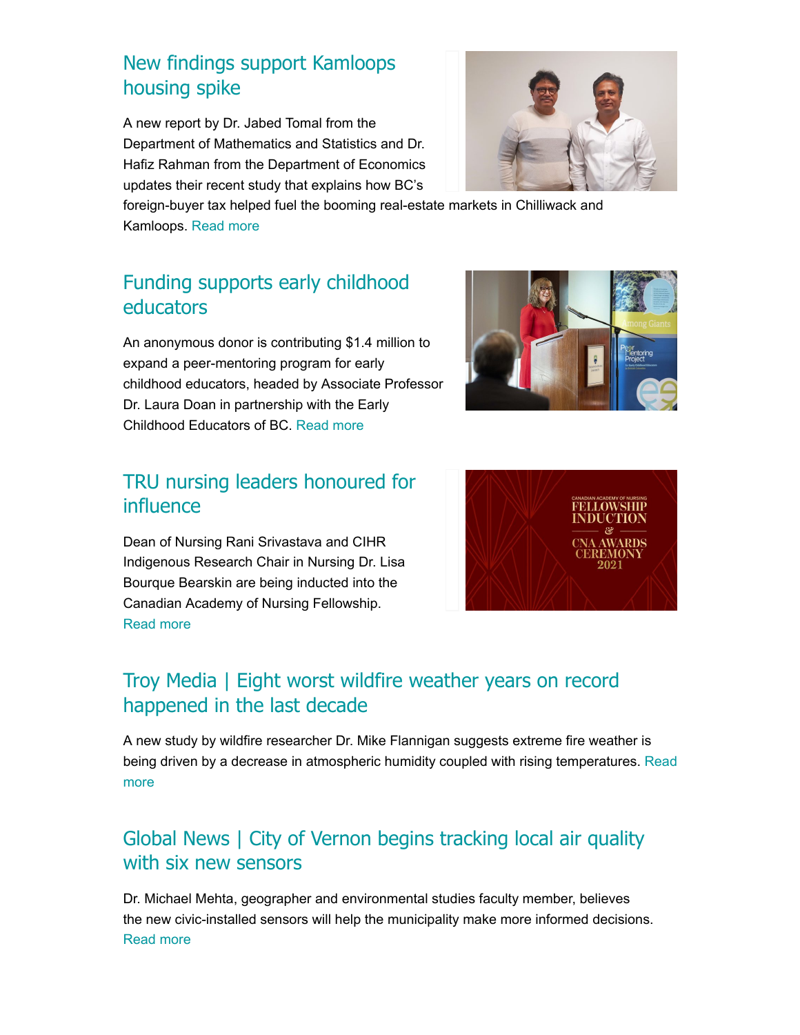## New findings support Kamloops housing spike

A new report by Dr. Jabed Tomal from the Department of Mathematics and Statistics and Dr. Hafiz Rahman from the Department of Economics updates their recent study that explains how BC's foreign-buyer tax helped fuel the booming real-estate markets in Chilliwack and Kamloops. Read more

## Funding supports early childhood educators

An anonymous donor is contributing $1.4 million to expand a peer-mentoring program for early childhood educators, headed by Associate Professor Dr. Laura Doan in partnership with the Early Childhood Educators of BC. Read more

## TRU nursing leaders honoured for influence

Dean of Nursing Rani Srivastava and CIHR Indigenous Research Chair in Nursing Dr. Lisa Bourque Bearskin are being inducted into the Canadian Academy of Nursing Fellowship. Read more

## Troy Media | Eight worst wildfire weather years on record happened in the last decade

A new study by wildfire researcher Dr. Mike Flannigan suggests extreme fire weather is being driven by a decrease in atmospheric humidity coupled with rising temperatures. Read more

## Global News | City of Vernon begins tracking local air quality with six new sensors

Dr. Michael Mehta, geographer and environmental studies faculty member, believes the new civic-installed sensors will help the municipality make more informed decisions. Read more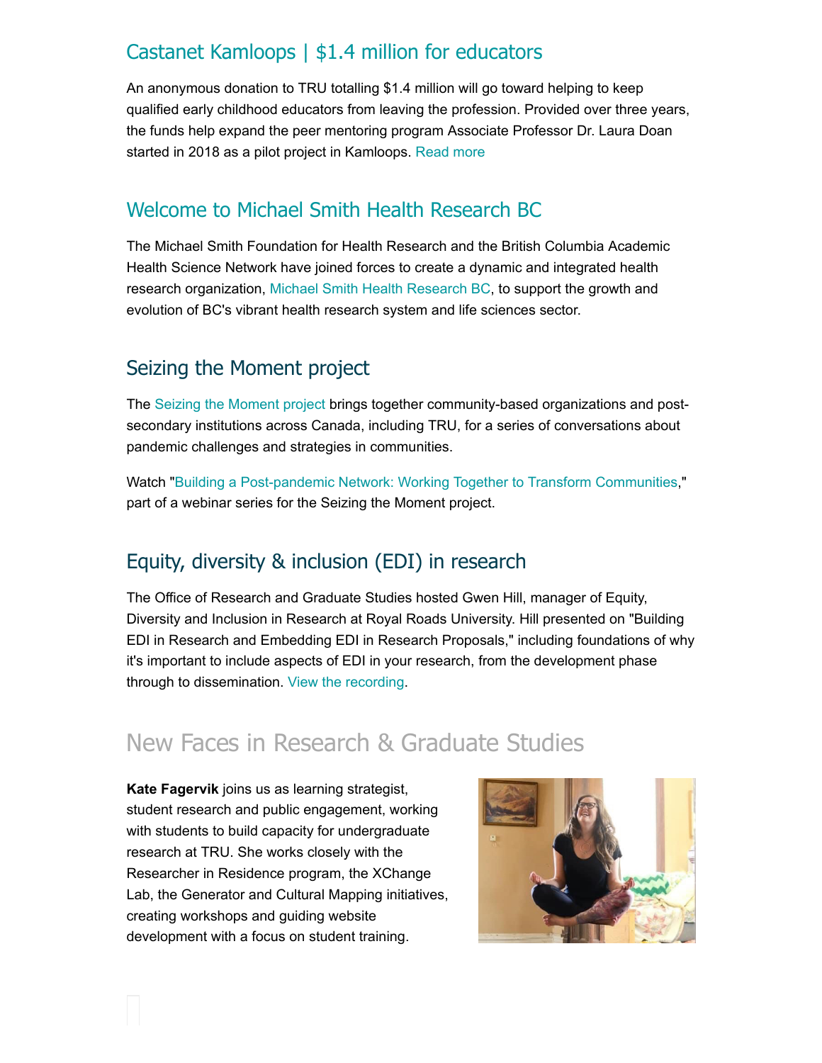## Castanet Kamloops | $1.4 million for educators

An anonymous donation to TRU totalling $1.4 million will go toward helping to keep qualified early childhood educators from leaving the profession. Provided over three years, the funds help expand the peer mentoring program Associate Professor Dr. Laura Doan started in 2018 as a pilot project in Kamloops. Read more

## Welcome to Michael Smith Health Research BC

The Michael Smith Foundation for Health Research and the British Columbia Academic Health Science Network have joined forces to create a dynamic and integrated health research organization, Michael Smith Health Research BC, to support the growth and evolution of BC's vibrant health research system and life sciences sector.

## Seizing the Moment project

The Seizing the Moment project brings together community-based organizations and post-secondary institutions across Canada, including TRU, for a series of conversations about pandemic challenges and strategies in communities.

Watch "Building a Post-pandemic Network: Working Together to Transform Communities," part of a webinar series for the Seizing the Moment project.

## Equity, diversity & inclusion (EDI) in research

The Office of Research and Graduate Studies hosted Gwen Hill, manager of Equity, Diversity and Inclusion in Research at Royal Roads University. Hill presented on "Building EDI in Research and Embedding EDI in Research Proposals," including foundations of why it's important to include aspects of EDI in your research, from the development phase through to dissemination. View the recording.

## New Faces in Research & Graduate Studies

**Kate Fagervik** joins us as learning strategist, student research and public engagement, working with students to build capacity for undergraduate research at TRU. She works closely with the Researcher in Residence program, the XChange Lab, the Generator and Cultural Mapping initiatives, creating workshops and guiding website development with a focus on student training.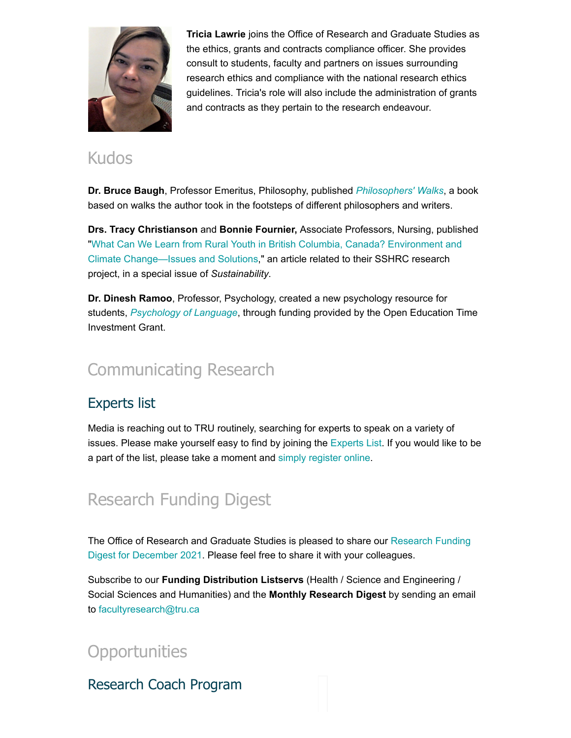**Tricia Lawrie** joins the Office of Research and Graduate Studies as the ethics, grants and contracts compliance officer. She provides consult to students, faculty and partners on issues surrounding research ethics and compliance with the national research ethics guidelines. Tricia's role will also include the administration of grants and contracts as they pertain to the research endeavour.

## Kudos

**Dr. Bruce Baugh**, Professor Emeritus, Philosophy, published *Philosophers' Walks*, a book based on walks the author took in the footsteps of different philosophers and writers.

**Drs. Tracy Christianson** and **Bonnie Fournier,** Associate Professors, Nursing, published "What Can We Learn from Rural Youth in British Columbia, Canada? Environment and Climate Change—Issues and Solutions," an article related to their SSHRC research project, in a special issue of *Sustainability*.

**Dr. Dinesh Ramoo**, Professor, Psychology, created a new psychology resource for students, *Psychology of Language*, through funding provided by the Open Education Time Investment Grant.

## Communicating Research

### Experts list

Media is reaching out to TRU routinely, searching for experts to speak on a variety of issues. Please make yourself easy to find by joining the Experts List. If you would like to be a part of the list, please take a moment and simply register online.

## Research Funding Digest

The Office of Research and Graduate Studies is pleased to share our Research Funding Digest for December 2021. Please feel free to share it with your colleagues.

Subscribe to our **Funding Distribution Listservs** (Health / Science and Engineering / Social Sciences and Humanities) and the **Monthly Research Digest** by sending an email to facultyresearch@tru.ca

## Opportunities

### Research Coach Program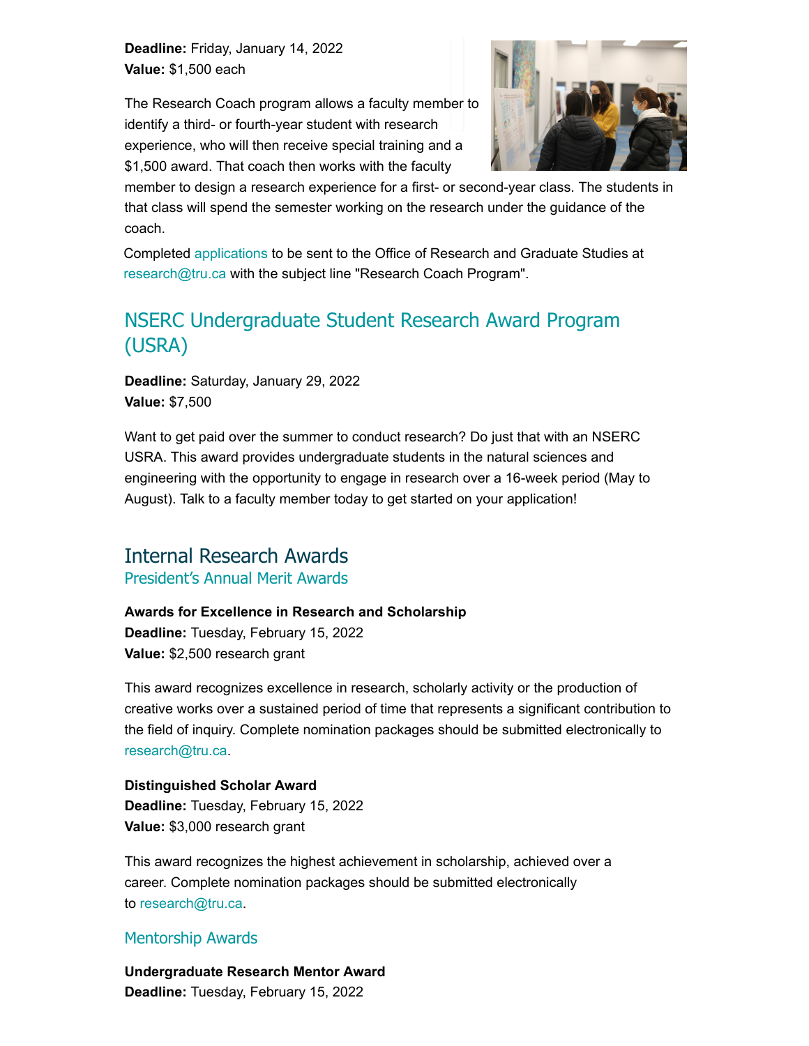**Deadline:** Friday, January 14, 2022
**Value:** $1,500 each

The Research Coach program allows a faculty member to identify a third- or fourth-year student with research experience, who will then receive special training and a $1,500 award. That coach then works with the faculty member to design a research experience for a first- or second-year class. The students in that class will spend the semester working on the research under the guidance of the coach.

Completed applications to be sent to the Office of Research and Graduate Studies at research@tru.ca with the subject line "Research Coach Program".

## NSERC Undergraduate Student Research Award Program (USRA)

**Deadline:** Saturday, January 29, 2022
**Value:** $7,500

Want to get paid over the summer to conduct research? Do just that with an NSERC USRA. This award provides undergraduate students in the natural sciences and engineering with the opportunity to engage in research over a 16-week period (May to August). Talk to a faculty member today to get started on your application!

## Internal Research Awards

### President's Annual Merit Awards

**Awards for Excellence in Research and Scholarship**
**Deadline:** Tuesday, February 15, 2022
**Value:** $2,500 research grant

This award recognizes excellence in research, scholarly activity or the production of creative works over a sustained period of time that represents a significant contribution to the field of inquiry. Complete nomination packages should be submitted electronically to research@tru.ca.

**Distinguished Scholar Award**
**Deadline:** Tuesday, February 15, 2022
**Value:** $3,000 research grant

This award recognizes the highest achievement in scholarship, achieved over a career. Complete nomination packages should be submitted electronically to research@tru.ca.

### Mentorship Awards

**Undergraduate Research Mentor Award**
**Deadline:** Tuesday, February 15, 2022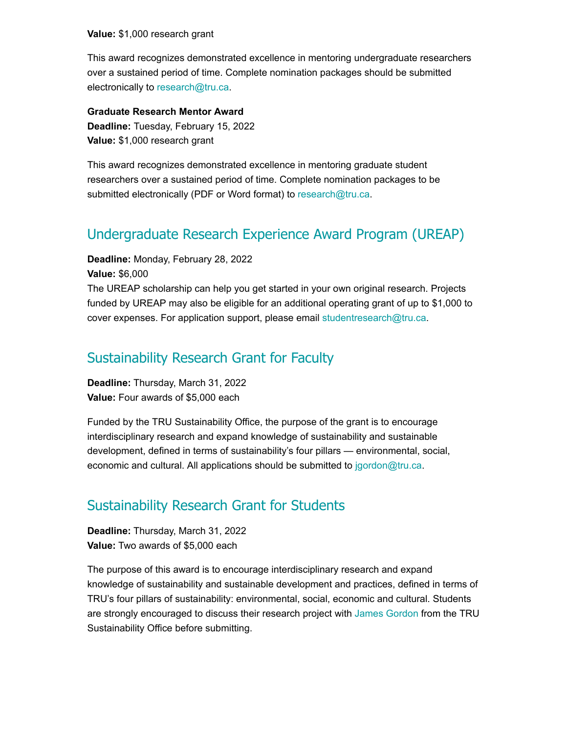**Value:** $1,000 research grant

This award recognizes demonstrated excellence in mentoring undergraduate researchers over a sustained period of time. Complete nomination packages should be submitted electronically to research@tru.ca.

**Graduate Research Mentor Award**
**Deadline:** Tuesday, February 15, 2022
**Value:** $1,000 research grant

This award recognizes demonstrated excellence in mentoring graduate student researchers over a sustained period of time. Complete nomination packages to be submitted electronically (PDF or Word format) to research@tru.ca.

## Undergraduate Research Experience Award Program (UREAP)

**Deadline:** Monday, February 28, 2022
**Value:** $6,000
The UREAP scholarship can help you get started in your own original research. Projects funded by UREAP may also be eligible for an additional operating grant of up to $1,000 to cover expenses. For application support, please email studentresearch@tru.ca.

## Sustainability Research Grant for Faculty

**Deadline:** Thursday, March 31, 2022
**Value:** Four awards of $5,000 each

Funded by the TRU Sustainability Office, the purpose of the grant is to encourage interdisciplinary research and expand knowledge of sustainability and sustainable development, defined in terms of sustainability's four pillars — environmental, social, economic and cultural. All applications should be submitted to jgordon@tru.ca.

## Sustainability Research Grant for Students

**Deadline:** Thursday, March 31, 2022
**Value:** Two awards of $5,000 each

The purpose of this award is to encourage interdisciplinary research and expand knowledge of sustainability and sustainable development and practices, defined in terms of TRU's four pillars of sustainability: environmental, social, economic and cultural. Students are strongly encouraged to discuss their research project with James Gordon from the TRU Sustainability Office before submitting.